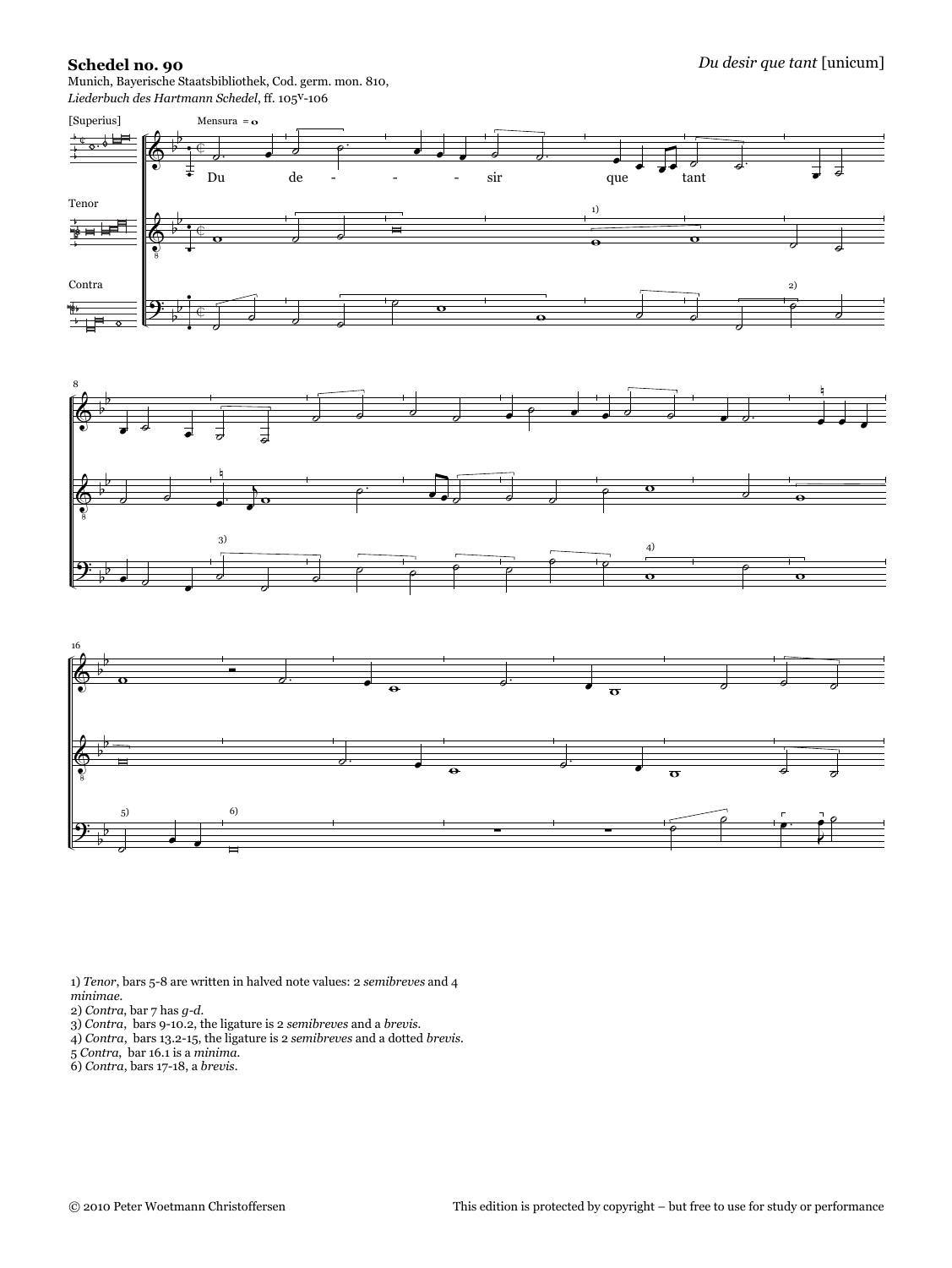**Schedel no. 90**

Munich, Bayerische Staatsbibliothek, Cod. germ. mon. 810,
*Liederbuch des Hartmann Schedel*, ff. 105v-106

*Du desir que tant* [unicum]

[Superius]

Mensura = 

Du de - - - sir que tant

Tenor

Contra

1) *Tenor*, bars 5-8 are written in halved note values: 2 *semibreves* and 4 *minimae*.
2) *Contra*, bar 7 has *g-d*.
3) *Contra*, bars 9-10.2, the ligature is 2 *semibreves* and a *brevis*.
4) *Contra*, bars 13.2-15, the ligature is 2 *semibreves* and a dotted *brevis*.
5 *Contra*, bar 16.1 is a *minima*.
6) *Contra*, bars 17-18, a *brevis*.

© 2010 Peter Woetmann Christoffersen

This edition is protected by copyright – but free to use for study or performance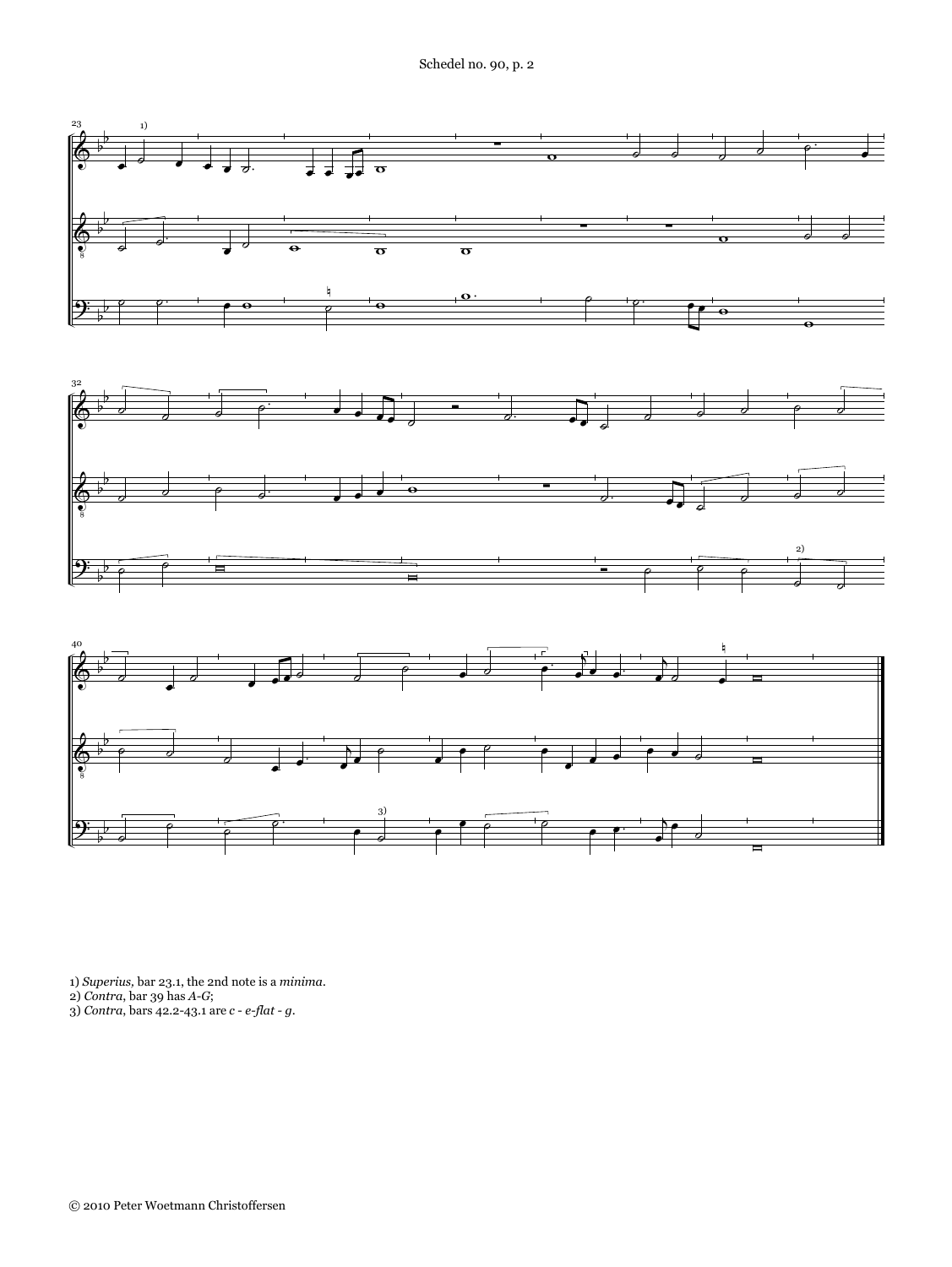1) *Superius,* bar 23.1, the 2nd note is a *minima*.
2) *Contra*, bar 39 has *A-G*;
3) *Contra*, bars 42.2-43.1 are *c - e-flat - g*.

© 2010 Peter Woetmann Christoffersen